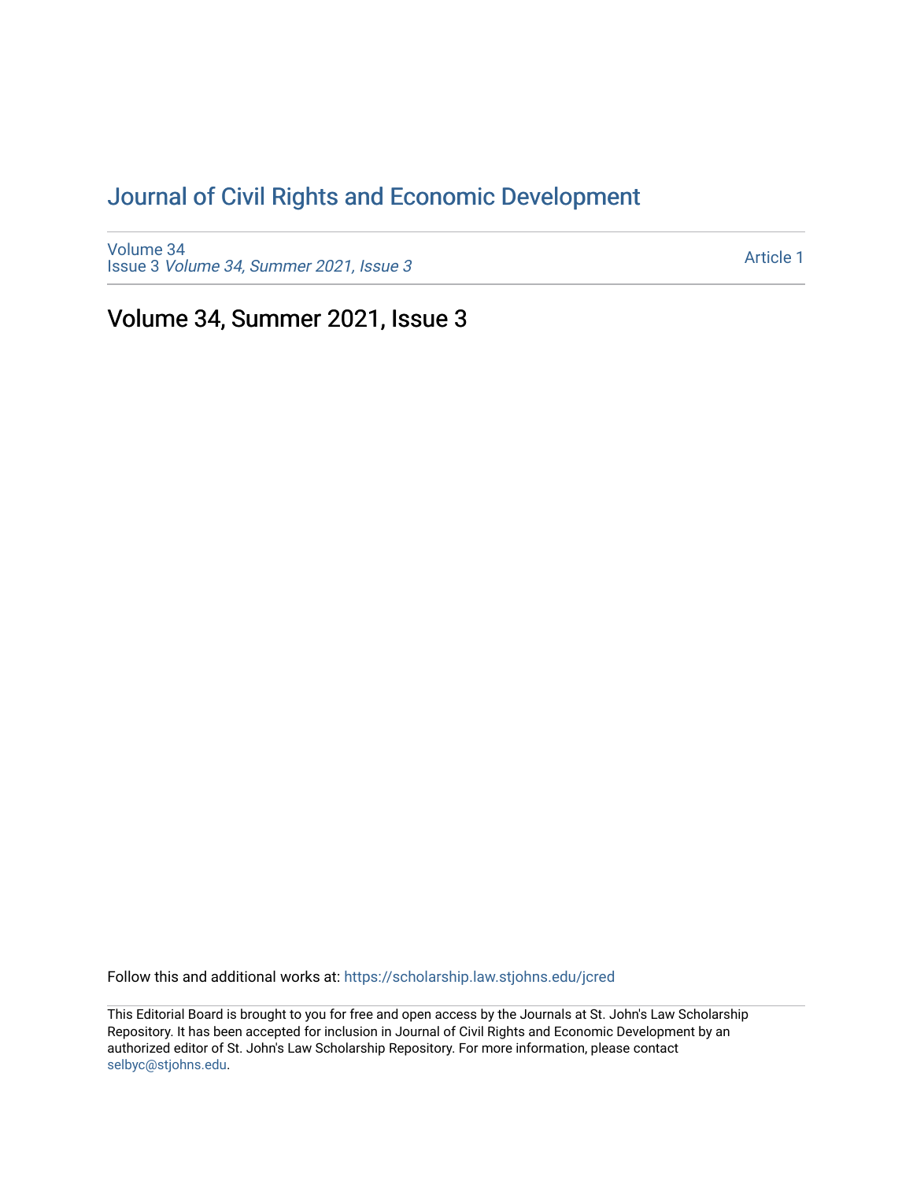# Journal of Civil Rights and Economic Development

Volume 34
Issue 3 *Volume 34, Summer 2021, Issue 3*

Article 1

## Volume 34, Summer 2021, Issue 3

Follow this and additional works at: https://scholarship.law.stjohns.edu/jcred

This Editorial Board is brought to you for free and open access by the Journals at St. John's Law Scholarship Repository. It has been accepted for inclusion in Journal of Civil Rights and Economic Development by an authorized editor of St. John's Law Scholarship Repository. For more information, please contact selbyc@stjohns.edu.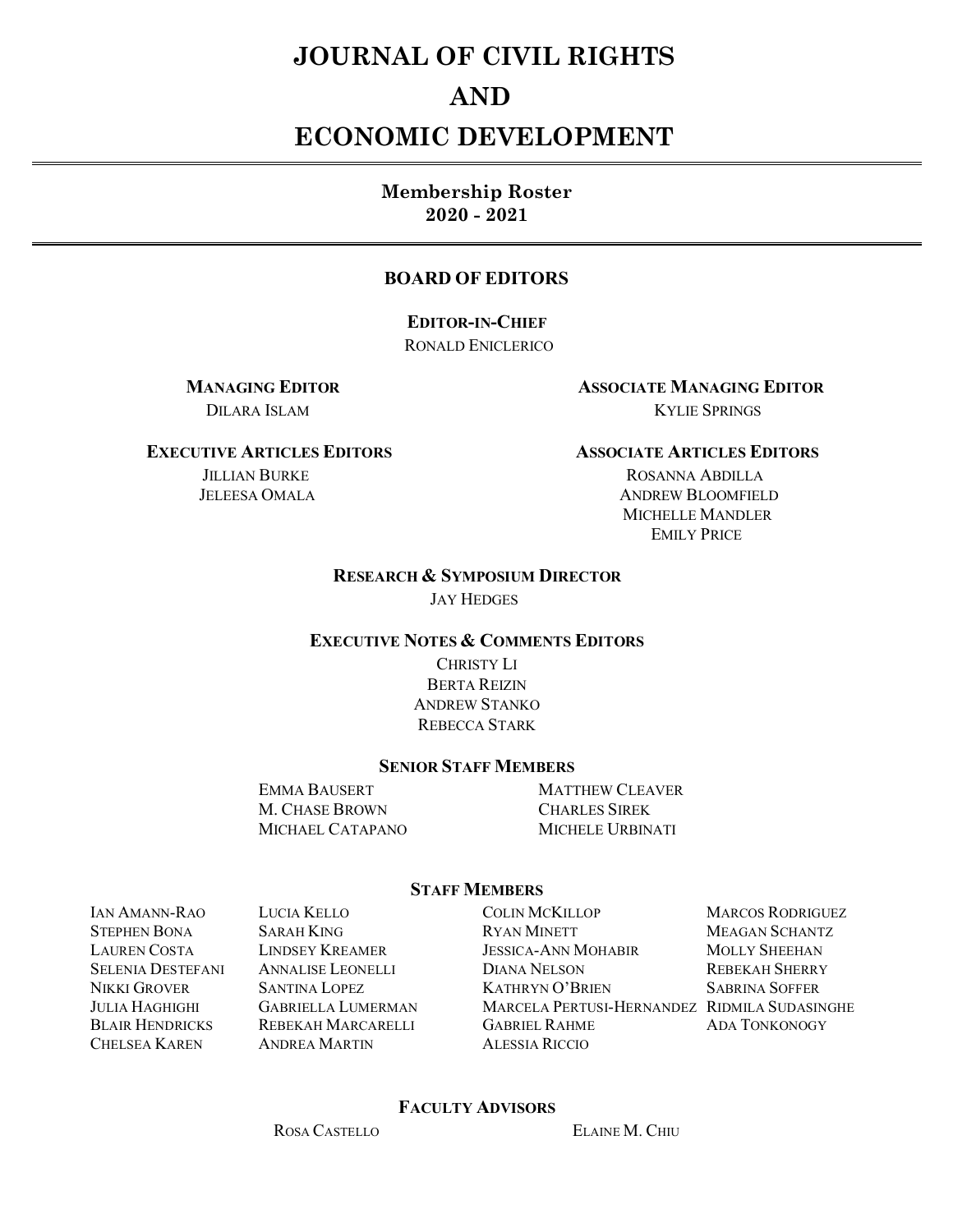# JOURNAL OF CIVIL RIGHTS AND ECONOMIC DEVELOPMENT

**Membership Roster**
**2020 - 2021**

## BOARD OF EDITORS

**EDITOR-IN-CHIEF**
RONALD ENICLERICO

**MANAGING EDITOR**
DILARA ISLAM

**ASSOCIATE MANAGING EDITOR**
KYLIE SPRINGS

**EXECUTIVE ARTICLES EDITORS**
JILLIAN BURKE
JELEESA OMALA

**ASSOCIATE ARTICLES EDITORS**
ROSANNA ABDILLA
ANDREW BLOOMFIELD
MICHELLE MANDLER
EMILY PRICE

**RESEARCH & SYMPOSIUM DIRECTOR**
JAY HEDGES

**EXECUTIVE NOTES & COMMENTS EDITORS**
CHRISTY LI
BERTA REIZIN
ANDREW STANKO
REBECCA STARK

**SENIOR STAFF MEMBERS**

EMMA BAUSERT
M. CHASE BROWN
MICHAEL CATAPANO
MATTHEW CLEAVER
CHARLES SIREK
MICHELE URBINATI

**STAFF MEMBERS**

IAN AMANN-RAO
STEPHEN BONA
LAUREN COSTA
SELENIA DESTEFANI
NIKKI GROVER
JULIA HAGHIGHI
BLAIR HENDRICKS
CHELSEA KAREN
LUCIA KELLO
SARAH KING
LINDSEY KREAMER
ANNALISE LEONELLI
SANTINA LOPEZ
GABRIELLA LUMERMAN
REBEKAH MARCARELLI
ANDREA MARTIN
COLIN MCKILLOP
RYAN MINETT
JESSICA-ANN MOHABIR
DIANA NELSON
KATHRYN O'BRIEN
MARCELA PERTUSI-HERNANDEZ
GABRIEL RAHME
ALESSIA RICCIO
MARCOS RODRIGUEZ
MEAGAN SCHANTZ
MOLLY SHEEHAN
REBEKAH SHERRY
SABRINA SOFFER
RIDMILA SUDASINGHE
ADA TONKONOGY

**FACULTY ADVISORS**

ROSA CASTELLO
ELAINE M. CHIU